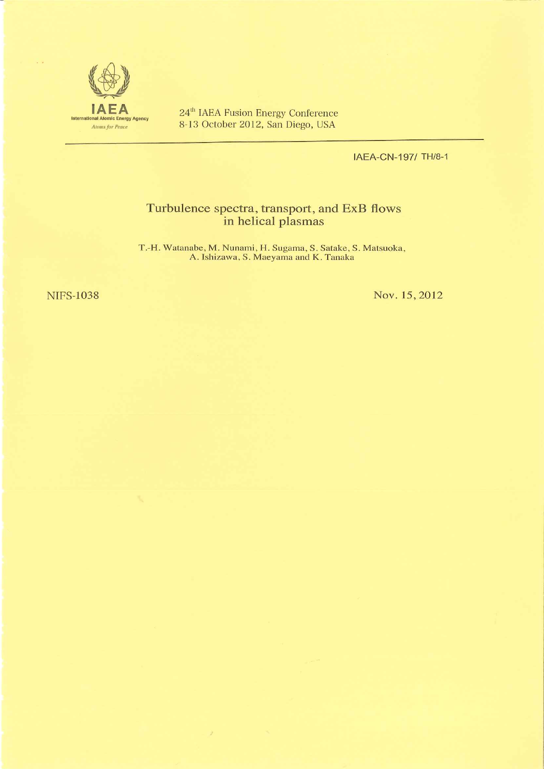**IAEA**
International Atomic Energy Agency
*Atoms for Peace*

24th IAEA Fusion Energy Conference
8-13 October 2012, San Diego, USA

IAEA-CN-197/ TH/8-1

# Turbulence spectra, transport, and ExB flows in helical plasmas

T.-H. Watanabe, M. Nunami, H. Sugama, S. Satake, S. Matsuoka, A. Ishizawa, S. Maeyama and K. Tanaka

NIFS-1038

Nov. 15, 2012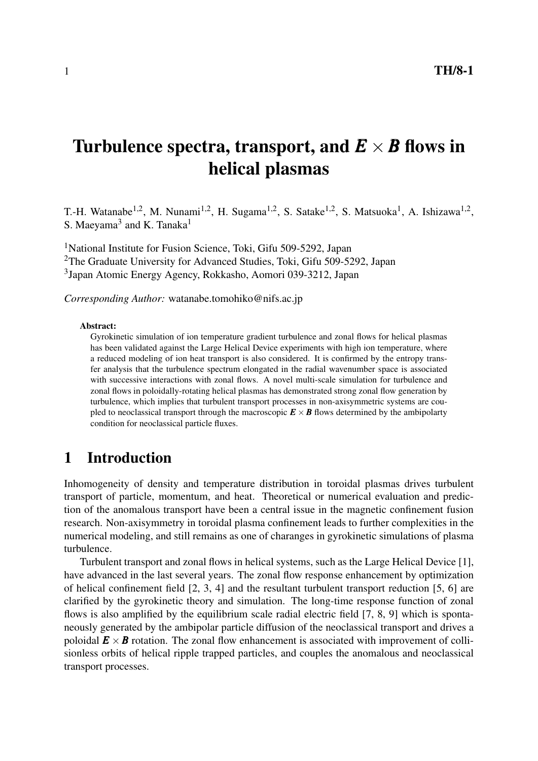# Turbulence spectra, transport, and $\boldsymbol{E} \times \boldsymbol{B}$ flows in helical plasmas

T.-H. Watanabe[1,2], M. Nunami[1,2], H. Sugama[1,2], S. Satake[1,2], S. Matsuoka[1], A. Ishizawa[1,2], S. Maeyama[3] and K. Tanaka[1]

[1]National Institute for Fusion Science, Toki, Gifu 509-5292, Japan
[2]The Graduate University for Advanced Studies, Toki, Gifu 509-5292, Japan
[3]Japan Atomic Energy Agency, Rokkasho, Aomori 039-3212, Japan

*Corresponding Author:* watanabe.tomohiko@nifs.ac.jp

**Abstract:**

Gyrokinetic simulation of ion temperature gradient turbulence and zonal flows for helical plasmas has been validated against the Large Helical Device experiments with high ion temperature, where a reduced modeling of ion heat transport is also considered. It is confirmed by the entropy transfer analysis that the turbulence spectrum elongated in the radial wavenumber space is associated with successive interactions with zonal flows. A novel multi-scale simulation for turbulence and zonal flows in poloidally-rotating helical plasmas has demonstrated strong zonal flow generation by turbulence, which implies that turbulent transport processes in non-axisymmetric systems are coupled to neoclassical transport through the macroscopic $\boldsymbol{E} \times \boldsymbol{B}$ flows determined by the ambipolarty condition for neoclassical particle fluxes.

## 1 Introduction

Inhomogeneity of density and temperature distribution in toroidal plasmas drives turbulent transport of particle, momentum, and heat. Theoretical or numerical evaluation and prediction of the anomalous transport have been a central issue in the magnetic confinement fusion research. Non-axisymmetry in toroidal plasma confinement leads to further complexities in the numerical modeling, and still remains as one of charanges in gyrokinetic simulations of plasma turbulence.

Turbulent transport and zonal flows in helical systems, such as the Large Helical Device [1], have advanced in the last several years. The zonal flow response enhancement by optimization of helical confinement field [2, 3, 4] and the resultant turbulent transport reduction [5, 6] are clarified by the gyrokinetic theory and simulation. The long-time response function of zonal flows is also amplified by the equilibrium scale radial electric field [7, 8, 9] which is spontaneously generated by the ambipolar particle diffusion of the neoclassical transport and drives a poloidal $\boldsymbol{E} \times \boldsymbol{B}$ rotation. The zonal flow enhancement is associated with improvement of collisionless orbits of helical ripple trapped particles, and couples the anomalous and neoclassical transport processes.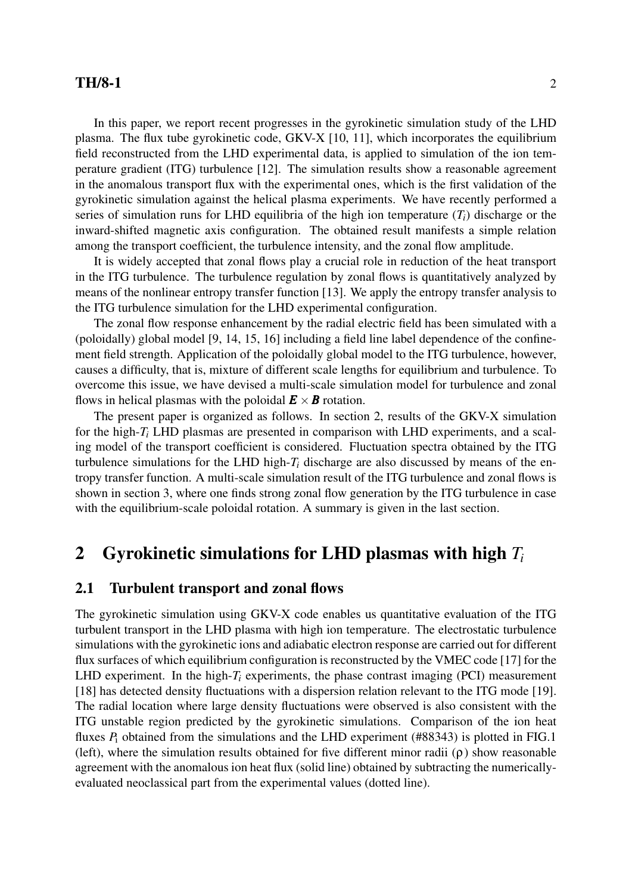In this paper, we report recent progresses in the gyrokinetic simulation study of the LHD plasma. The flux tube gyrokinetic code, GKV-X [10, 11], which incorporates the equilibrium field reconstructed from the LHD experimental data, is applied to simulation of the ion temperature gradient (ITG) turbulence [12]. The simulation results show a reasonable agreement in the anomalous transport flux with the experimental ones, which is the first validation of the gyrokinetic simulation against the helical plasma experiments. We have recently performed a series of simulation runs for LHD equilibria of the high ion temperature ($T_i$) discharge or the inward-shifted magnetic axis configuration. The obtained result manifests a simple relation among the transport coefficient, the turbulence intensity, and the zonal flow amplitude.

It is widely accepted that zonal flows play a crucial role in reduction of the heat transport in the ITG turbulence. The turbulence regulation by zonal flows is quantitatively analyzed by means of the nonlinear entropy transfer function [13]. We apply the entropy transfer analysis to the ITG turbulence simulation for the LHD experimental configuration.

The zonal flow response enhancement by the radial electric field has been simulated with a (poloidally) global model [9, 14, 15, 16] including a field line label dependence of the confinement field strength. Application of the poloidally global model to the ITG turbulence, however, causes a difficulty, that is, mixture of different scale lengths for equilibrium and turbulence. To overcome this issue, we have devised a multi-scale simulation model for turbulence and zonal flows in helical plasmas with the poloidal $\boldsymbol{E} \times \boldsymbol{B}$ rotation.

The present paper is organized as follows. In section 2, results of the GKV-X simulation for the high-$T_i$ LHD plasmas are presented in comparison with LHD experiments, and a scaling model of the transport coefficient is considered. Fluctuation spectra obtained by the ITG turbulence simulations for the LHD high-$T_i$ discharge are also discussed by means of the entropy transfer function. A multi-scale simulation result of the ITG turbulence and zonal flows is shown in section 3, where one finds strong zonal flow generation by the ITG turbulence in case with the equilibrium-scale poloidal rotation. A summary is given in the last section.

## 2 Gyrokinetic simulations for LHD plasmas with high $T_i$

### 2.1 Turbulent transport and zonal flows

The gyrokinetic simulation using GKV-X code enables us quantitative evaluation of the ITG turbulent transport in the LHD plasma with high ion temperature. The electrostatic turbulence simulations with the gyrokinetic ions and adiabatic electron response are carried out for different flux surfaces of which equilibrium configuration is reconstructed by the VMEC code [17] for the LHD experiment. In the high-$T_i$ experiments, the phase contrast imaging (PCI) measurement [18] has detected density fluctuations with a dispersion relation relevant to the ITG mode [19]. The radial location where large density fluctuations were observed is also consistent with the ITG unstable region predicted by the gyrokinetic simulations. Comparison of the ion heat fluxes $P_i$ obtained from the simulations and the LHD experiment (#88343) is plotted in FIG.1 (left), where the simulation results obtained for five different minor radii ($\rho$) show reasonable agreement with the anomalous ion heat flux (solid line) obtained by subtracting the numerically-evaluated neoclassical part from the experimental values (dotted line).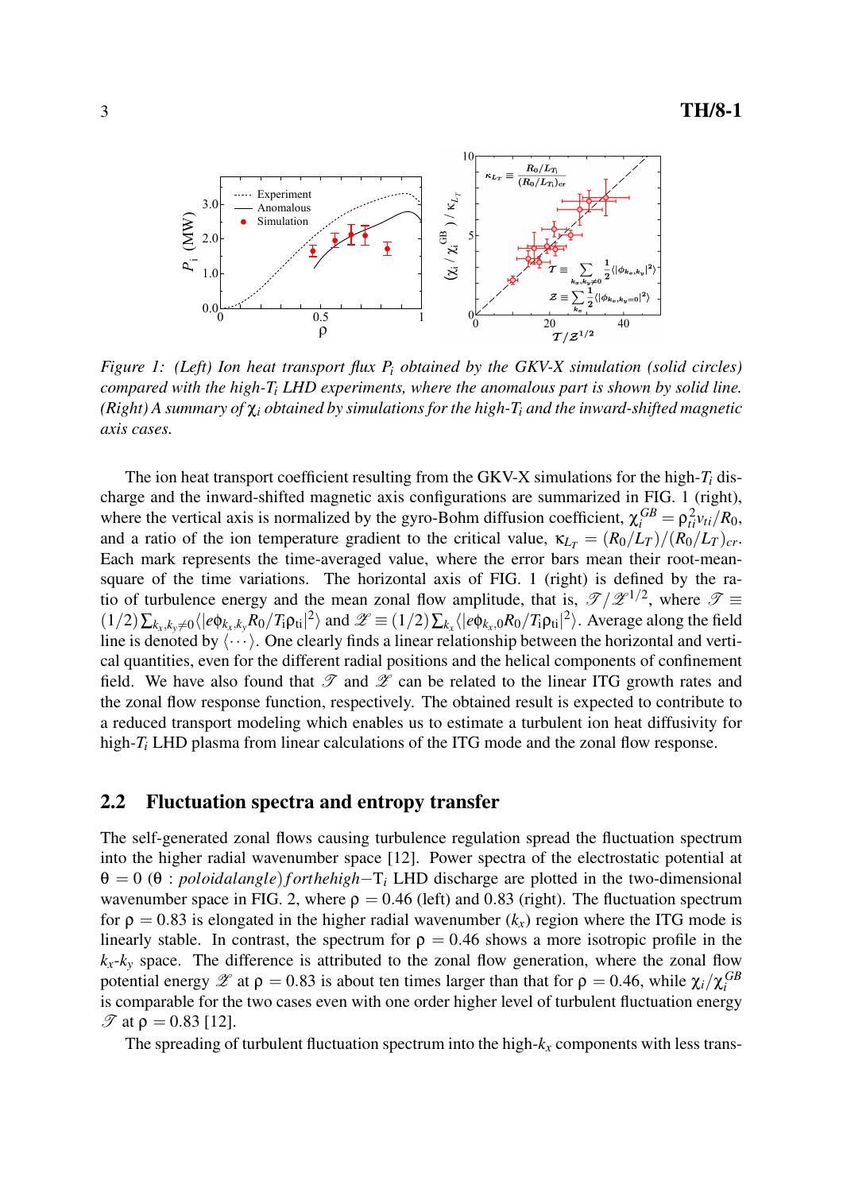*Figure 1: (Left) Ion heat transport flux $P_i$ obtained by the GKV-X simulation (solid circles) compared with the high-$T_i$ LHD experiments, where the anomalous part is shown by solid line. (Right) A summary of $\chi_i$ obtained by simulations for the high-$T_i$ and the inward-shifted magnetic axis cases.*

The ion heat transport coefficient resulting from the GKV-X simulations for the high-$T_i$ discharge and the inward-shifted magnetic axis configurations are summarized in FIG. 1 (right), where the vertical axis is normalized by the gyro-Bohm diffusion coefficient, $\chi_i^{GB} = \rho_{ti}^2 v_{ti}/R_0$, and a ratio of the ion temperature gradient to the critical value, $\kappa_{L_T} = (R_0/L_T)/(R_0/L_T)_{cr}$. Each mark represents the time-averaged value, where the error bars mean their root-mean-square of the time variations. The horizontal axis of FIG. 1 (right) is defined by the ratio of turbulence energy and the mean zonal flow amplitude, that is, $\mathscr{T}/\mathscr{Z}^{1/2}$, where $\mathscr{T} \equiv (1/2)\sum_{k_x,k_y\neq 0}\langle|e\phi_{k_x,k_y}R_0/T_i\rho_{ti}|^2\rangle$ and $\mathscr{Z} \equiv (1/2)\sum_{k_x}\langle|e\phi_{k_x,0}R_0/T_i\rho_{ti}|^2\rangle$. Average along the field line is denoted by $\langle\cdots\rangle$. One clearly finds a linear relationship between the horizontal and vertical quantities, even for the different radial positions and the helical components of confinement field. We have also found that $\mathscr{T}$ and $\mathscr{Z}$ can be related to the linear ITG growth rates and the zonal flow response function, respectively. The obtained result is expected to contribute to a reduced transport modeling which enables us to estimate a turbulent ion heat diffusivity for high-$T_i$ LHD plasma from linear calculations of the ITG mode and the zonal flow response.

## 2.2 Fluctuation spectra and entropy transfer

The self-generated zonal flows causing turbulence regulation spread the fluctuation spectrum into the higher radial wavenumber space [12]. Power spectra of the electrostatic potential at $\theta = 0$ ($\theta$ : *poloidal angle*) for the high-$T_i$ LHD discharge are plotted in the two-dimensional wavenumber space in FIG. 2, where $\rho = 0.46$ (left) and 0.83 (right). The fluctuation spectrum for $\rho = 0.83$ is elongated in the higher radial wavenumber ($k_x$) region where the ITG mode is linearly stable. In contrast, the spectrum for $\rho = 0.46$ shows a more isotropic profile in the $k_x$-$k_y$ space. The difference is attributed to the zonal flow generation, where the zonal flow potential energy $\mathscr{Z}$ at $\rho = 0.83$ is about ten times larger than that for $\rho = 0.46$, while $\chi_i/\chi_i^{GB}$ is comparable for the two cases even with one order higher level of turbulent fluctuation energy $\mathscr{T}$ at $\rho = 0.83$ [12].

The spreading of turbulent fluctuation spectrum into the high-$k_x$ components with less trans-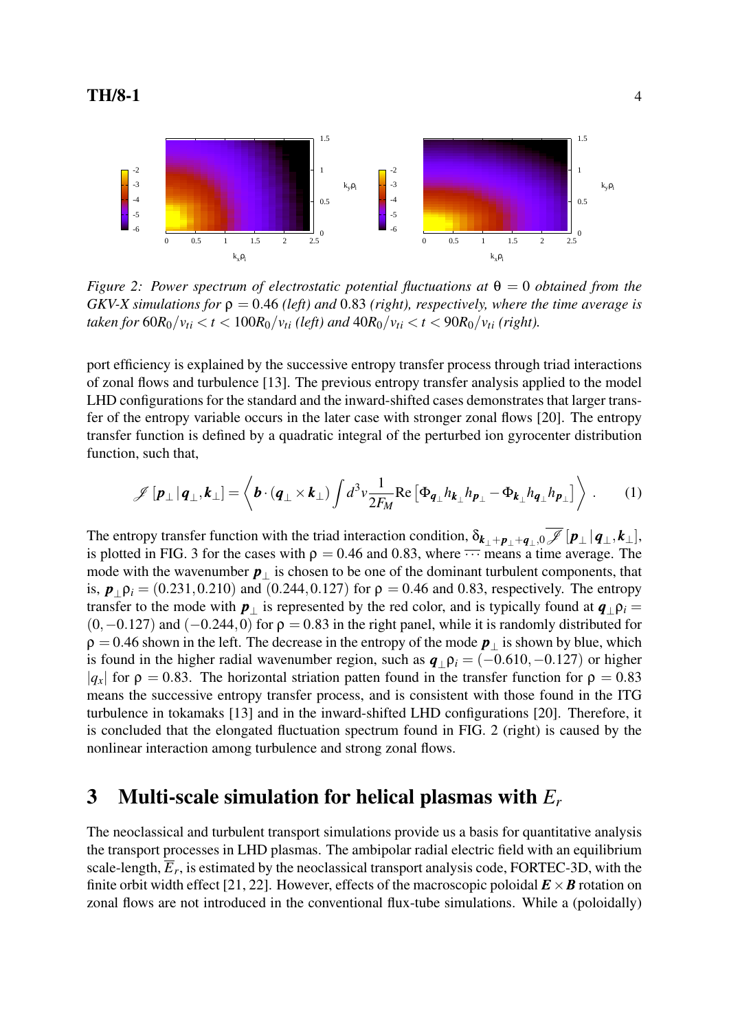*Figure 2: Power spectrum of electrostatic potential fluctuations at $\theta = 0$ obtained from the GKV-X simulations for $\rho = 0.46$ (left) and $0.83$ (right), respectively, where the time average is taken for $60R_0/v_{ti} < t < 100R_0/v_{ti}$ (left) and $40R_0/v_{ti} < t < 90R_0/v_{ti}$ (right).*

port efficiency is explained by the successive entropy transfer process through triad interactions of zonal flows and turbulence [13]. The previous entropy transfer analysis applied to the model LHD configurations for the standard and the inward-shifted cases demonstrates that larger transfer of the entropy variable occurs in the later case with stronger zonal flows [20]. The entropy transfer function is defined by a quadratic integral of the perturbed ion gyrocenter distribution function, such that,

$$\mathscr{J}\left[\boldsymbol{p}_\perp \,|\, \boldsymbol{q}_\perp, \boldsymbol{k}_\perp\right] = \left\langle \boldsymbol{b} \cdot (\boldsymbol{q}_\perp \times \boldsymbol{k}_\perp) \int d^3v \frac{1}{2F_M} \mathrm{Re}\left[\Phi_{\boldsymbol{q}_\perp} h_{\boldsymbol{k}_\perp} h_{\boldsymbol{p}_\perp} - \Phi_{\boldsymbol{k}_\perp} h_{\boldsymbol{q}_\perp} h_{\boldsymbol{p}_\perp}\right] \right\rangle . \quad (1)$$

The entropy transfer function with the triad interaction condition, $\delta_{\boldsymbol{k}_\perp + \boldsymbol{p}_\perp + \boldsymbol{q}_\perp, 0} \overline{\mathscr{J}}\left[\boldsymbol{p}_\perp \,|\, \boldsymbol{q}_\perp, \boldsymbol{k}_\perp\right]$, is plotted in FIG. 3 for the cases with $\rho = 0.46$ and $0.83$, where $\overline{\cdots}$ means a time average. The mode with the wavenumber $\boldsymbol{p}_\perp$ is chosen to be one of the dominant turbulent components, that is, $\boldsymbol{p}_\perp \rho_i = (0.231, 0.210)$ and $(0.244, 0.127)$ for $\rho = 0.46$ and $0.83$, respectively. The entropy transfer to the mode with $\boldsymbol{p}_\perp$ is represented by the red color, and is typically found at $\boldsymbol{q}_\perp \rho_i = (0, -0.127)$ and $(-0.244, 0)$ for $\rho = 0.83$ in the right panel, while it is randomly distributed for $\rho = 0.46$ shown in the left. The decrease in the entropy of the mode $\boldsymbol{p}_\perp$ is shown by blue, which is found in the higher radial wavenumber region, such as $\boldsymbol{q}_\perp \rho_i = (-0.610, -0.127)$ or higher $|q_x|$ for $\rho = 0.83$. The horizontal striation patten found in the transfer function for $\rho = 0.83$ means the successive entropy transfer process, and is consistent with those found in the ITG turbulence in tokamaks [13] and in the inward-shifted LHD configurations [20]. Therefore, it is concluded that the elongated fluctuation spectrum found in FIG. 2 (right) is caused by the nonlinear interaction among turbulence and strong zonal flows.

## 3 Multi-scale simulation for helical plasmas with $E_r$

The neoclassical and turbulent transport simulations provide us a basis for quantitative analysis the transport processes in LHD plasmas. The ambipolar radial electric field with an equilibrium scale-length, $\overline{E}_r$, is estimated by the neoclassical transport analysis code, FORTEC-3D, with the finite orbit width effect [21, 22]. However, effects of the macroscopic poloidal $\boldsymbol{E} \times \boldsymbol{B}$ rotation on zonal flows are not introduced in the conventional flux-tube simulations. While a (poloidally)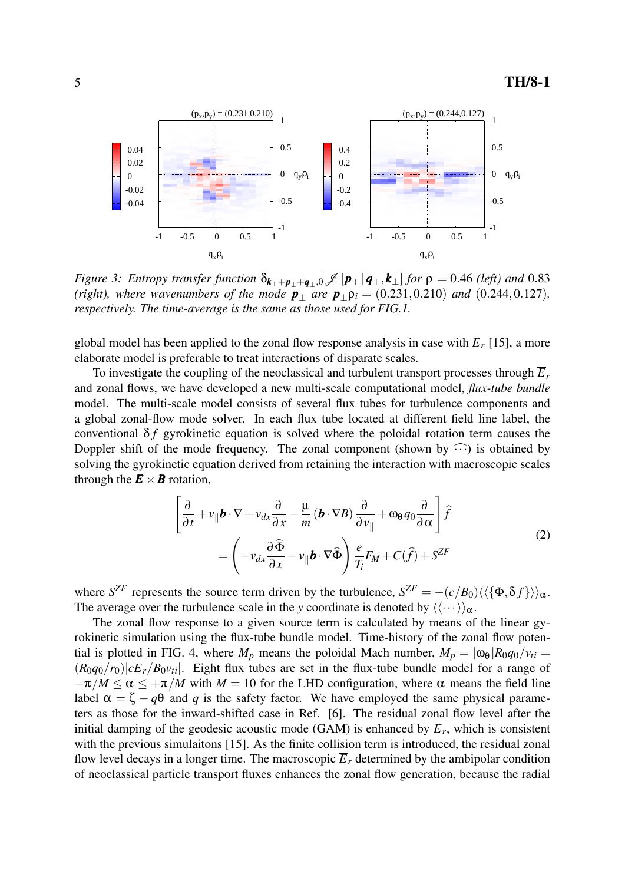*Figure 3: Entropy transfer function $\delta_{\boldsymbol{k}_\perp+\boldsymbol{p}_\perp+\boldsymbol{q}_\perp,0}\overline{\mathcal{J}}\,[\boldsymbol{p}_\perp|\boldsymbol{q}_\perp,\boldsymbol{k}_\perp]$ for $\rho=0.46$ (left) and $0.83$ (right), where wavenumbers of the mode $\boldsymbol{p}_\perp$ are $\boldsymbol{p}_\perp\rho_i=(0.231,0.210)$ and $(0.244,0.127)$, respectively. The time-average is the same as those used for FIG.1.*

global model has been applied to the zonal flow response analysis in case with $\overline{E}_r$ [15], a more elaborate model is preferable to treat interactions of disparate scales.

To investigate the coupling of the neoclassical and turbulent transport processes through $\overline{E}_r$ and zonal flows, we have developed a new multi-scale computational model, *flux-tube bundle* model. The multi-scale model consists of several flux tubes for turbulence components and a global zonal-flow mode solver. In each flux tube located at different field line label, the conventional $\delta f$ gyrokinetic equation is solved where the poloidal rotation term causes the Doppler shift of the mode frequency. The zonal component (shown by $\widehat{\cdots}$) is obtained by solving the gyrokinetic equation derived from retaining the interaction with macroscopic scales through the $\boldsymbol{E}\times\boldsymbol{B}$ rotation,

$$
\left[\frac{\partial}{\partial t}+v_\parallel \boldsymbol{b}\cdot\nabla+v_{dx}\frac{\partial}{\partial x}-\frac{\mu}{m}\left(\boldsymbol{b}\cdot\nabla B\right)\frac{\partial}{\partial v_\parallel}+\omega_\theta q_0\frac{\partial}{\partial \alpha}\right]\widehat{f}
= \left(-v_{dx}\frac{\partial\widehat{\Phi}}{\partial x}-v_\parallel \boldsymbol{b}\cdot\nabla\widehat{\Phi}\right)\frac{e}{T_i}F_M+C(\widehat{f})+S^{ZF} \tag{2}
$$

where $S^{ZF}$ represents the source term driven by the turbulence, $S^{ZF}=-(c/B_0)\langle\langle\{\Phi,\delta f\}\rangle\rangle_\alpha$. The average over the turbulence scale in the $y$ coordinate is denoted by $\langle\langle\cdots\rangle\rangle_\alpha$.

The zonal flow response to a given source term is calculated by means of the linear gyrokinetic simulation using the flux-tube bundle model. Time-history of the zonal flow potential is plotted in FIG. 4, where $M_p$ means the poloidal Mach number, $M_p=|\omega_\theta|R_0q_0/v_{ti}=(R_0q_0/r_0)|c\overline{E}_r/B_0v_{ti}|$. Eight flux tubes are set in the flux-tube bundle model for a range of $-\pi/M\leq\alpha\leq+\pi/M$ with $M=10$ for the LHD configuration, where $\alpha$ means the field line label $\alpha=\zeta-q\theta$ and $q$ is the safety factor. We have employed the same physical parameters as those for the inward-shifted case in Ref. [6]. The residual zonal flow level after the initial damping of the geodesic acoustic mode (GAM) is enhanced by $\overline{E}_r$, which is consistent with the previous simulaitons [15]. As the finite collision term is introduced, the residual zonal flow level decays in a longer time. The macroscopic $\overline{E}_r$ determined by the ambipolar condition of neoclassical particle transport fluxes enhances the zonal flow generation, because the radial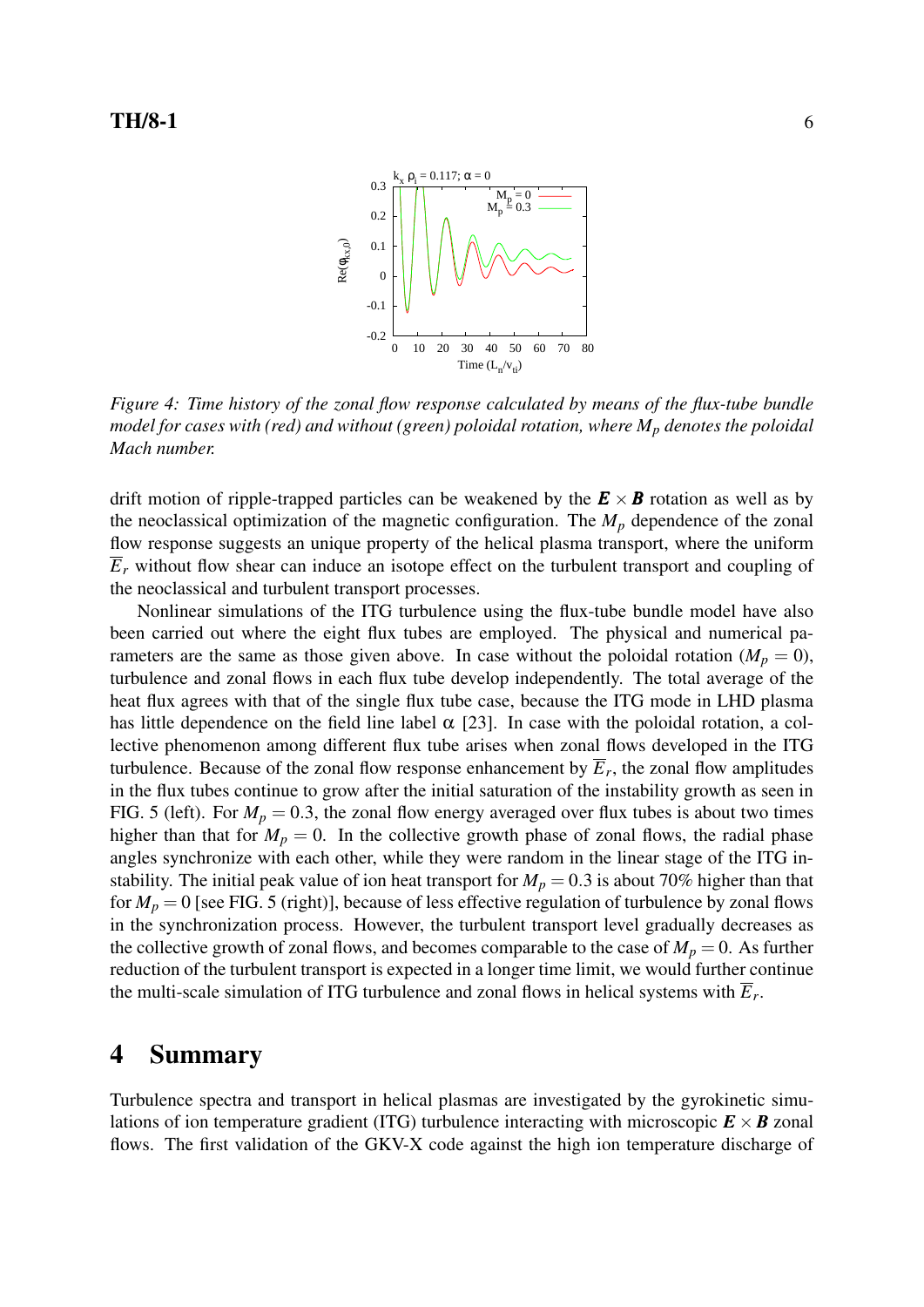*Figure 4: Time history of the zonal flow response calculated by means of the flux-tube bundle model for cases with (red) and without (green) poloidal rotation, where $M_p$ denotes the poloidal Mach number.*

drift motion of ripple-trapped particles can be weakened by the $\boldsymbol{E} \times \boldsymbol{B}$ rotation as well as by the neoclassical optimization of the magnetic configuration. The $M_p$ dependence of the zonal flow response suggests an unique property of the helical plasma transport, where the uniform $\overline{E}_r$ without flow shear can induce an isotope effect on the turbulent transport and coupling of the neoclassical and turbulent transport processes.

Nonlinear simulations of the ITG turbulence using the flux-tube bundle model have also been carried out where the eight flux tubes are employed. The physical and numerical parameters are the same as those given above. In case without the poloidal rotation ($M_p = 0$), turbulence and zonal flows in each flux tube develop independently. The total average of the heat flux agrees with that of the single flux tube case, because the ITG mode in LHD plasma has little dependence on the field line label $\alpha$ [23]. In case with the poloidal rotation, a collective phenomenon among different flux tube arises when zonal flows developed in the ITG turbulence. Because of the zonal flow response enhancement by $\overline{E}_r$, the zonal flow amplitudes in the flux tubes continue to grow after the initial saturation of the instability growth as seen in FIG. 5 (left). For $M_p = 0.3$, the zonal flow energy averaged over flux tubes is about two times higher than that for $M_p = 0$. In the collective growth phase of zonal flows, the radial phase angles synchronize with each other, while they were random in the linear stage of the ITG instability. The initial peak value of ion heat transport for $M_p = 0.3$ is about 70% higher than that for $M_p = 0$ [see FIG. 5 (right)], because of less effective regulation of turbulence by zonal flows in the synchronization process. However, the turbulent transport level gradually decreases as the collective growth of zonal flows, and becomes comparable to the case of $M_p = 0$. As further reduction of the turbulent transport is expected in a longer time limit, we would further continue the multi-scale simulation of ITG turbulence and zonal flows in helical systems with $\overline{E}_r$.

# 4 Summary

Turbulence spectra and transport in helical plasmas are investigated by the gyrokinetic simulations of ion temperature gradient (ITG) turbulence interacting with microscopic $\boldsymbol{E} \times \boldsymbol{B}$ zonal flows. The first validation of the GKV-X code against the high ion temperature discharge of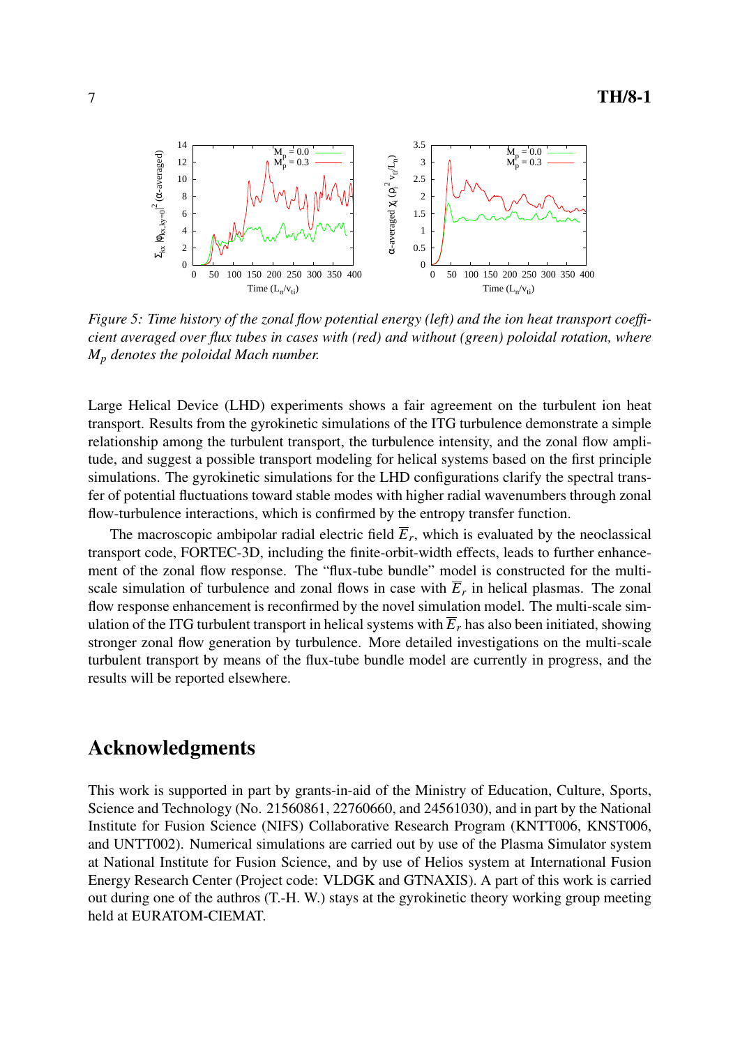*Figure 5: Time history of the zonal flow potential energy (left) and the ion heat transport coefficient averaged over flux tubes in cases with (red) and without (green) poloidal rotation, where $M_p$ denotes the poloidal Mach number.*

Large Helical Device (LHD) experiments shows a fair agreement on the turbulent ion heat transport. Results from the gyrokinetic simulations of the ITG turbulence demonstrate a simple relationship among the turbulent transport, the turbulence intensity, and the zonal flow amplitude, and suggest a possible transport modeling for helical systems based on the first principle simulations. The gyrokinetic simulations for the LHD configurations clarify the spectral transfer of potential fluctuations toward stable modes with higher radial wavenumbers through zonal flow-turbulence interactions, which is confirmed by the entropy transfer function.

The macroscopic ambipolar radial electric field $\overline{E}_r$, which is evaluated by the neoclassical transport code, FORTEC-3D, including the finite-orbit-width effects, leads to further enhancement of the zonal flow response. The "flux-tube bundle" model is constructed for the multi-scale simulation of turbulence and zonal flows in case with $\overline{E}_r$ in helical plasmas. The zonal flow response enhancement is reconfirmed by the novel simulation model. The multi-scale simulation of the ITG turbulent transport in helical systems with $\overline{E}_r$ has also been initiated, showing stronger zonal flow generation by turbulence. More detailed investigations on the multi-scale turbulent transport by means of the flux-tube bundle model are currently in progress, and the results will be reported elsewhere.

## Acknowledgments

This work is supported in part by grants-in-aid of the Ministry of Education, Culture, Sports, Science and Technology (No. 21560861, 22760660, and 24561030), and in part by the National Institute for Fusion Science (NIFS) Collaborative Research Program (KNTT006, KNST006, and UNTT002). Numerical simulations are carried out by use of the Plasma Simulator system at National Institute for Fusion Science, and by use of Helios system at International Fusion Energy Research Center (Project code: VLDGK and GTNAXIS). A part of this work is carried out during one of the authros (T.-H. W.) stays at the gyrokinetic theory working group meeting held at EURATOM-CIEMAT.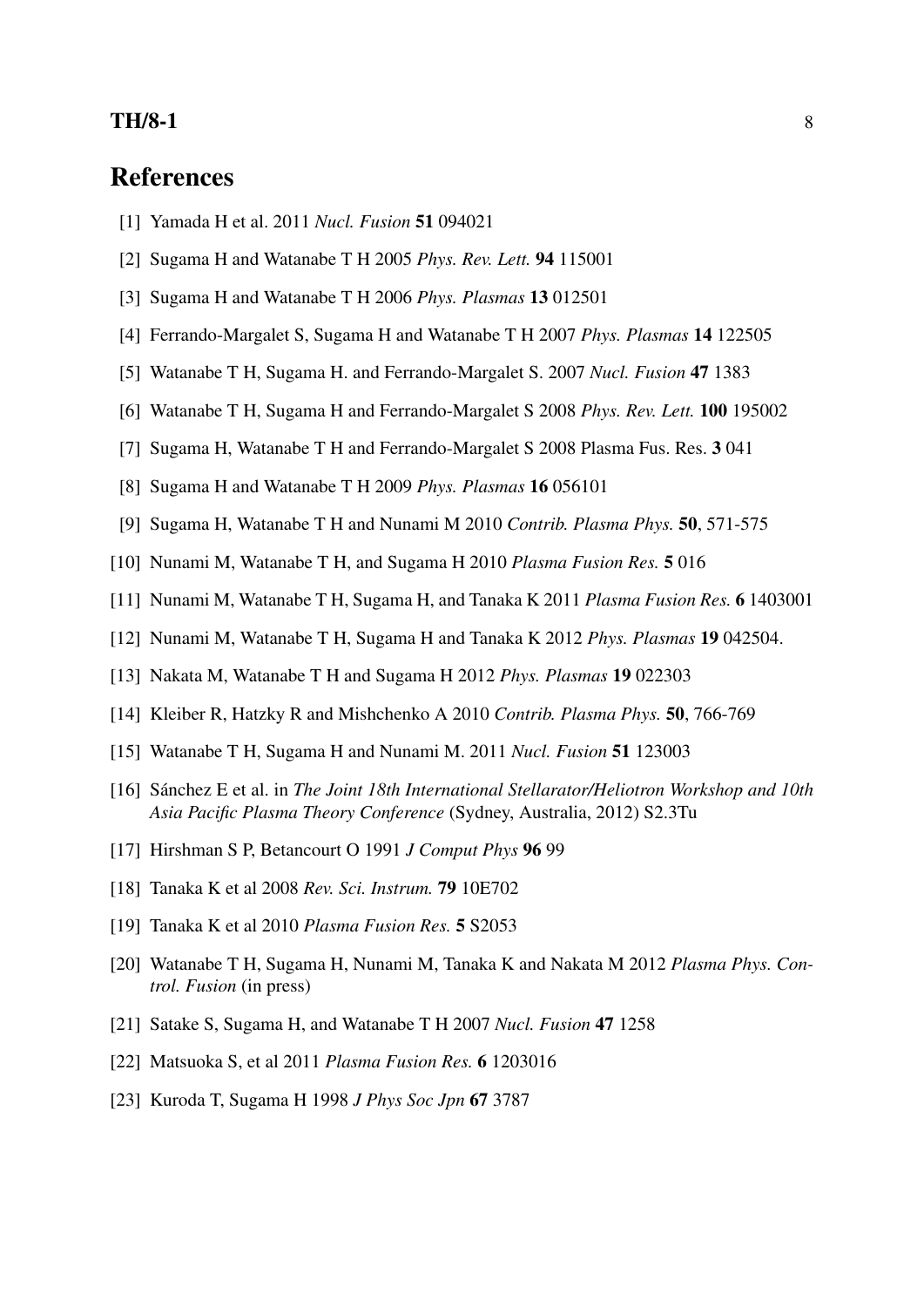## References

[1] Yamada H et al. 2011 *Nucl. Fusion* **51** 094021

[2] Sugama H and Watanabe T H 2005 *Phys. Rev. Lett.* **94** 115001

[3] Sugama H and Watanabe T H 2006 *Phys. Plasmas* **13** 012501

[4] Ferrando-Margalet S, Sugama H and Watanabe T H 2007 *Phys. Plasmas* **14** 122505

[5] Watanabe T H, Sugama H. and Ferrando-Margalet S. 2007 *Nucl. Fusion* **47** 1383

[6] Watanabe T H, Sugama H and Ferrando-Margalet S 2008 *Phys. Rev. Lett.* **100** 195002

[7] Sugama H, Watanabe T H and Ferrando-Margalet S 2008 Plasma Fus. Res. **3** 041

[8] Sugama H and Watanabe T H 2009 *Phys. Plasmas* **16** 056101

[9] Sugama H, Watanabe T H and Nunami M 2010 *Contrib. Plasma Phys.* **50**, 571-575

[10] Nunami M, Watanabe T H, and Sugama H 2010 *Plasma Fusion Res.* **5** 016

[11] Nunami M, Watanabe T H, Sugama H, and Tanaka K 2011 *Plasma Fusion Res.* **6** 1403001

[12] Nunami M, Watanabe T H, Sugama H and Tanaka K 2012 *Phys. Plasmas* **19** 042504.

[13] Nakata M, Watanabe T H and Sugama H 2012 *Phys. Plasmas* **19** 022303

[14] Kleiber R, Hatzky R and Mishchenko A 2010 *Contrib. Plasma Phys.* **50**, 766-769

[15] Watanabe T H, Sugama H and Nunami M. 2011 *Nucl. Fusion* **51** 123003

[16] Sánchez E et al. in *The Joint 18th International Stellarator/Heliotron Workshop and 10th Asia Pacific Plasma Theory Conference* (Sydney, Australia, 2012) S2.3Tu

[17] Hirshman S P, Betancourt O 1991 *J Comput Phys* **96** 99

[18] Tanaka K et al 2008 *Rev. Sci. Instrum.* **79** 10E702

[19] Tanaka K et al 2010 *Plasma Fusion Res.* **5** S2053

[20] Watanabe T H, Sugama H, Nunami M, Tanaka K and Nakata M 2012 *Plasma Phys. Control. Fusion* (in press)

[21] Satake S, Sugama H, and Watanabe T H 2007 *Nucl. Fusion* **47** 1258

[22] Matsuoka S, et al 2011 *Plasma Fusion Res.* **6** 1203016

[23] Kuroda T, Sugama H 1998 *J Phys Soc Jpn* **67** 3787